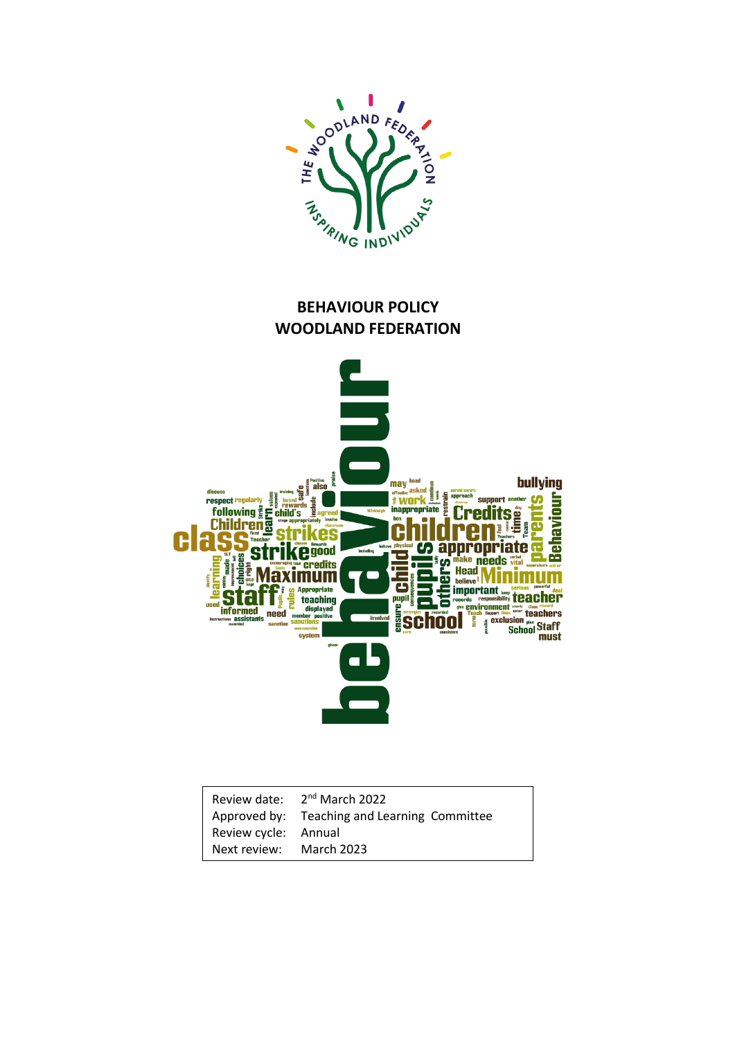# BEHAVIOUR POLICY
# WOODLAND FEDERATION

| Review date: | 2nd March 2022 |
|---|---|
| Approved by: | Teaching and Learning Committee |
| Review cycle: | Annual |
| Next review: | March 2023 |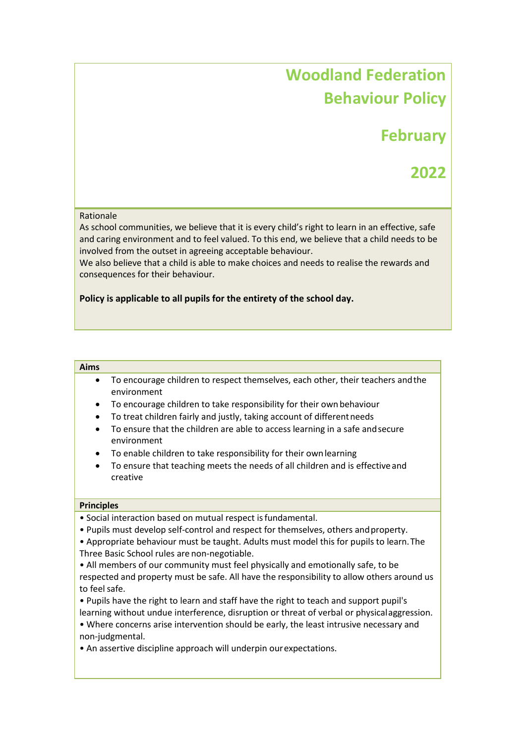# Woodland Federation Behaviour Policy

## February 2022

Rationale

As school communities, we believe that it is every child's right to learn in an effective, safe and caring environment and to feel valued. To this end, we believe that a child needs to be involved from the outset in agreeing acceptable behaviour.

We also believe that a child is able to make choices and needs to realise the rewards and consequences for their behaviour.

**Policy is applicable to all pupils for the entirety of the school day.**

**Aims**

- To encourage children to respect themselves, each other, their teachers and the environment
- To encourage children to take responsibility for their own behaviour
- To treat children fairly and justly, taking account of different needs
- To ensure that the children are able to access learning in a safe and secure environment
- To enable children to take responsibility for their own learning
- To ensure that teaching meets the needs of all children and is effective and creative

**Principles**

- Social interaction based on mutual respect is fundamental.
- Pupils must develop self-control and respect for themselves, others and property.
- Appropriate behaviour must be taught. Adults must model this for pupils to learn. The Three Basic School rules are non-negotiable.
- All members of our community must feel physically and emotionally safe, to be respected and property must be safe. All have the responsibility to allow others around us to feel safe.
- Pupils have the right to learn and staff have the right to teach and support pupil's learning without undue interference, disruption or threat of verbal or physical aggression.
- Where concerns arise intervention should be early, the least intrusive necessary and non-judgmental.
- An assertive discipline approach will underpin our expectations.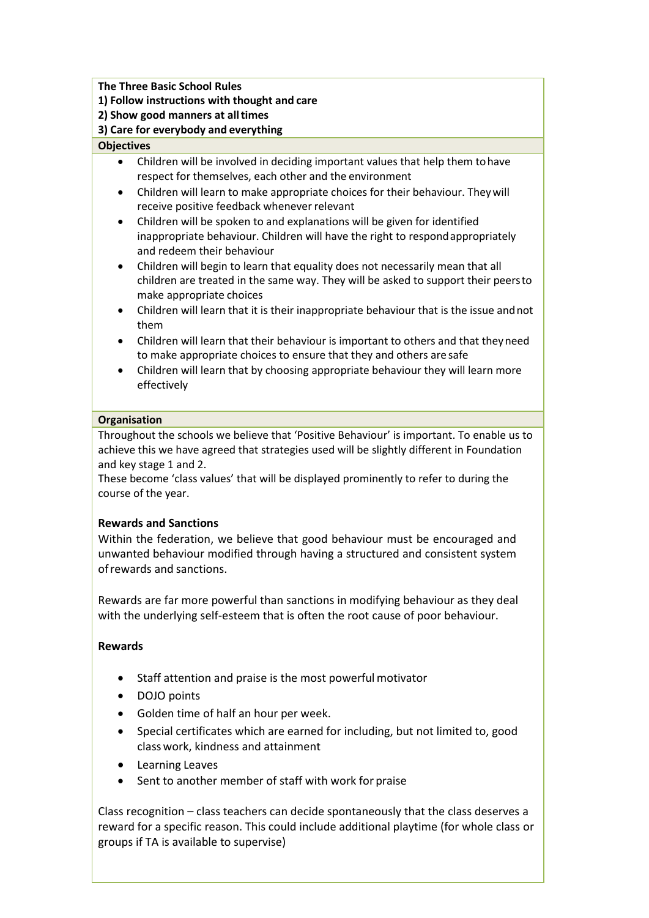**The Three Basic School Rules**
**1) Follow instructions with thought and care**
**2) Show good manners at all times**
**3) Care for everybody and everything**

**Objectives**

- Children will be involved in deciding important values that help them to have respect for themselves, each other and the environment
- Children will learn to make appropriate choices for their behaviour. They will receive positive feedback whenever relevant
- Children will be spoken to and explanations will be given for identified inappropriate behaviour. Children will have the right to respond appropriately and redeem their behaviour
- Children will begin to learn that equality does not necessarily mean that all children are treated in the same way. They will be asked to support their peers to make appropriate choices
- Children will learn that it is their inappropriate behaviour that is the issue and not them
- Children will learn that their behaviour is important to others and that they need to make appropriate choices to ensure that they and others are safe
- Children will learn that by choosing appropriate behaviour they will learn more effectively

**Organisation**

Throughout the schools we believe that 'Positive Behaviour' is important. To enable us to achieve this we have agreed that strategies used will be slightly different in Foundation and key stage 1 and 2.
These become 'class values' that will be displayed prominently to refer to during the course of the year.

**Rewards and Sanctions**

Within the federation, we believe that good behaviour must be encouraged and unwanted behaviour modified through having a structured and consistent system of rewards and sanctions.

Rewards are far more powerful than sanctions in modifying behaviour as they deal with the underlying self-esteem that is often the root cause of poor behaviour.

**Rewards**

- Staff attention and praise is the most powerful motivator
- DOJO points
- Golden time of half an hour per week.
- Special certificates which are earned for including, but not limited to, good class work, kindness and attainment
- Learning Leaves
- Sent to another member of staff with work for praise

Class recognition – class teachers can decide spontaneously that the class deserves a reward for a specific reason. This could include additional playtime (for whole class or groups if TA is available to supervise)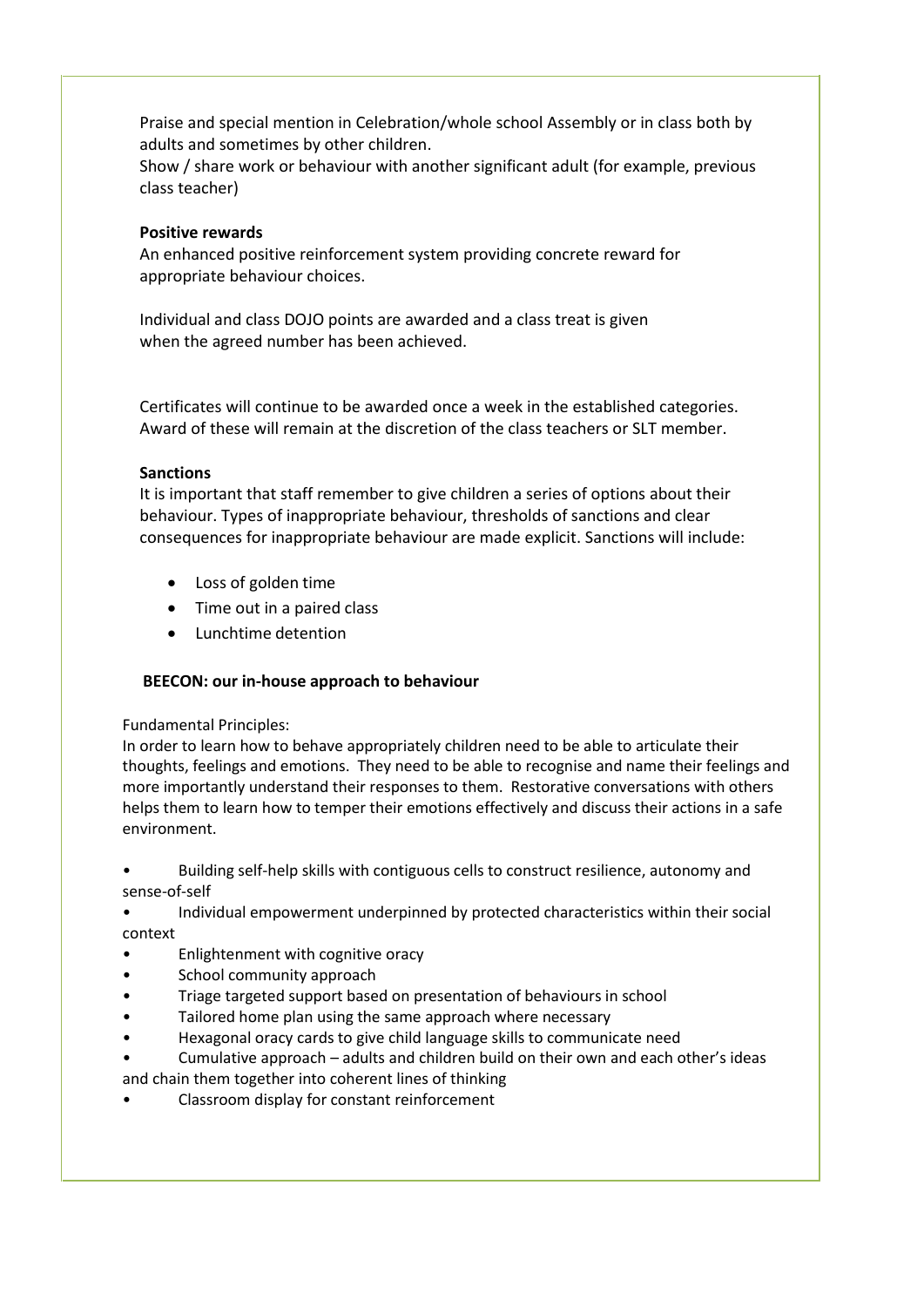Praise and special mention in Celebration/whole school Assembly or in class both by adults and sometimes by other children.
Show / share work or behaviour with another significant adult (for example, previous class teacher)

**Positive rewards**

An enhanced positive reinforcement system providing concrete reward for appropriate behaviour choices.

Individual and class DOJO points are awarded and a class treat is given when the agreed number has been achieved.

Certificates will continue to be awarded once a week in the established categories. Award of these will remain at the discretion of the class teachers or SLT member.

**Sanctions**

It is important that staff remember to give children a series of options about their behaviour. Types of inappropriate behaviour, thresholds of sanctions and clear consequences for inappropriate behaviour are made explicit. Sanctions will include:

- Loss of golden time
- Time out in a paired class
- Lunchtime detention

**BEECON: our in-house approach to behaviour**

Fundamental Principles:

In order to learn how to behave appropriately children need to be able to articulate their thoughts, feelings and emotions. They need to be able to recognise and name their feelings and more importantly understand their responses to them. Restorative conversations with others helps them to learn how to temper their emotions effectively and discuss their actions in a safe environment.

- Building self-help skills with contiguous cells to construct resilience, autonomy and sense-of-self
- Individual empowerment underpinned by protected characteristics within their social context
- Enlightenment with cognitive oracy
- School community approach
- Triage targeted support based on presentation of behaviours in school
- Tailored home plan using the same approach where necessary
- Hexagonal oracy cards to give child language skills to communicate need
- Cumulative approach – adults and children build on their own and each other's ideas and chain them together into coherent lines of thinking
- Classroom display for constant reinforcement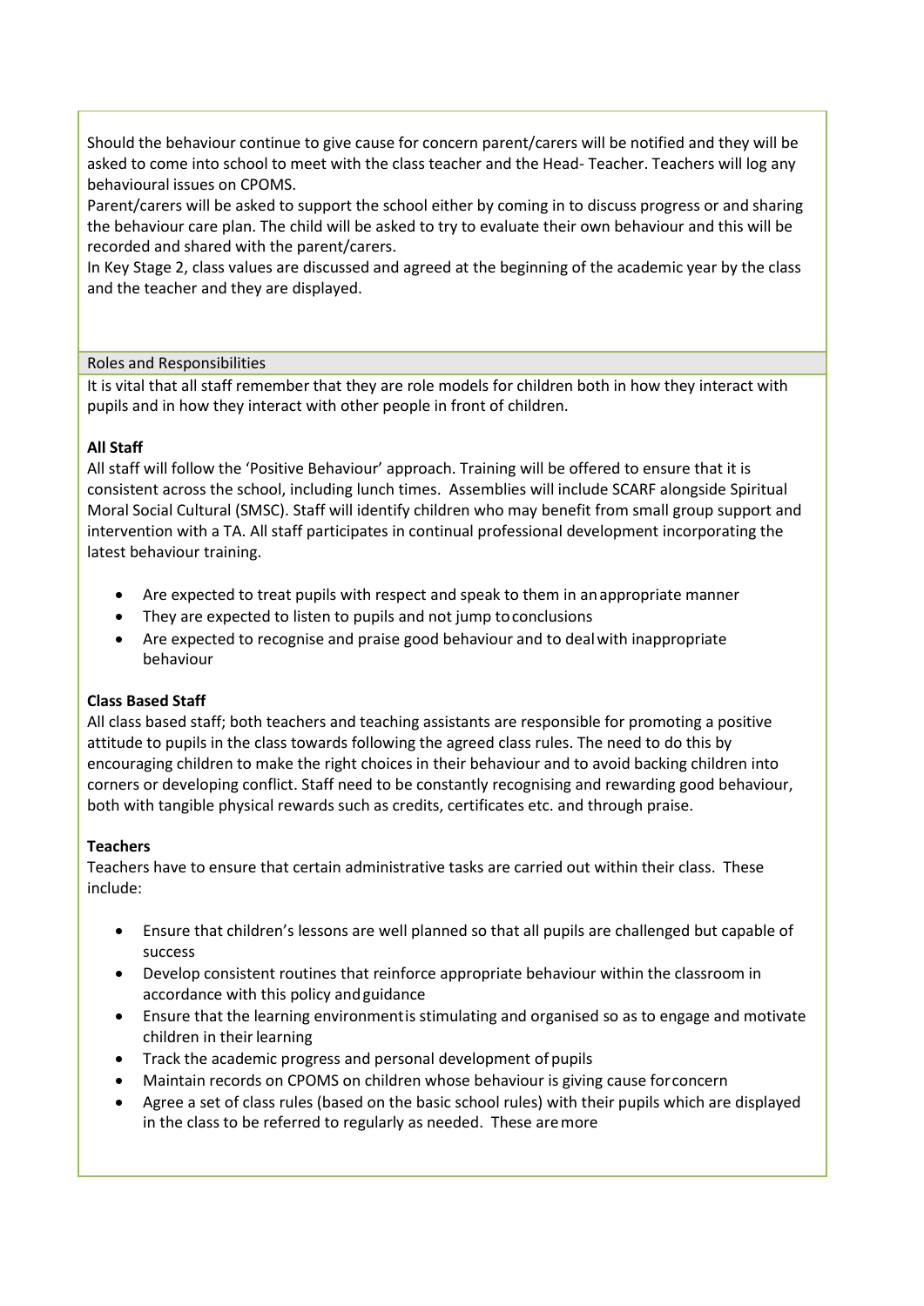Should the behaviour continue to give cause for concern parent/carers will be notified and they will be asked to come into school to meet with the class teacher and the Head- Teacher. Teachers will log any behavioural issues on CPOMS.

Parent/carers will be asked to support the school either by coming in to discuss progress or and sharing the behaviour care plan. The child will be asked to try to evaluate their own behaviour and this will be recorded and shared with the parent/carers.

In Key Stage 2, class values are discussed and agreed at the beginning of the academic year by the class and the teacher and they are displayed.

## Roles and Responsibilities

It is vital that all staff remember that they are role models for children both in how they interact with pupils and in how they interact with other people in front of children.

**All Staff**

All staff will follow the 'Positive Behaviour' approach. Training will be offered to ensure that it is consistent across the school, including lunch times. Assemblies will include SCARF alongside Spiritual Moral Social Cultural (SMSC). Staff will identify children who may benefit from small group support and intervention with a TA. All staff participates in continual professional development incorporating the latest behaviour training.

- Are expected to treat pupils with respect and speak to them in an appropriate manner
- They are expected to listen to pupils and not jump to conclusions
- Are expected to recognise and praise good behaviour and to deal with inappropriate behaviour

**Class Based Staff**

All class based staff; both teachers and teaching assistants are responsible for promoting a positive attitude to pupils in the class towards following the agreed class rules. The need to do this by encouraging children to make the right choices in their behaviour and to avoid backing children into corners or developing conflict. Staff need to be constantly recognising and rewarding good behaviour, both with tangible physical rewards such as credits, certificates etc. and through praise.

**Teachers**

Teachers have to ensure that certain administrative tasks are carried out within their class. These include:

- Ensure that children's lessons are well planned so that all pupils are challenged but capable of success
- Develop consistent routines that reinforce appropriate behaviour within the classroom in accordance with this policy and guidance
- Ensure that the learning environment is stimulating and organised so as to engage and motivate children in their learning
- Track the academic progress and personal development of pupils
- Maintain records on CPOMS on children whose behaviour is giving cause for concern
- Agree a set of class rules (based on the basic school rules) with their pupils which are displayed in the class to be referred to regularly as needed. These are more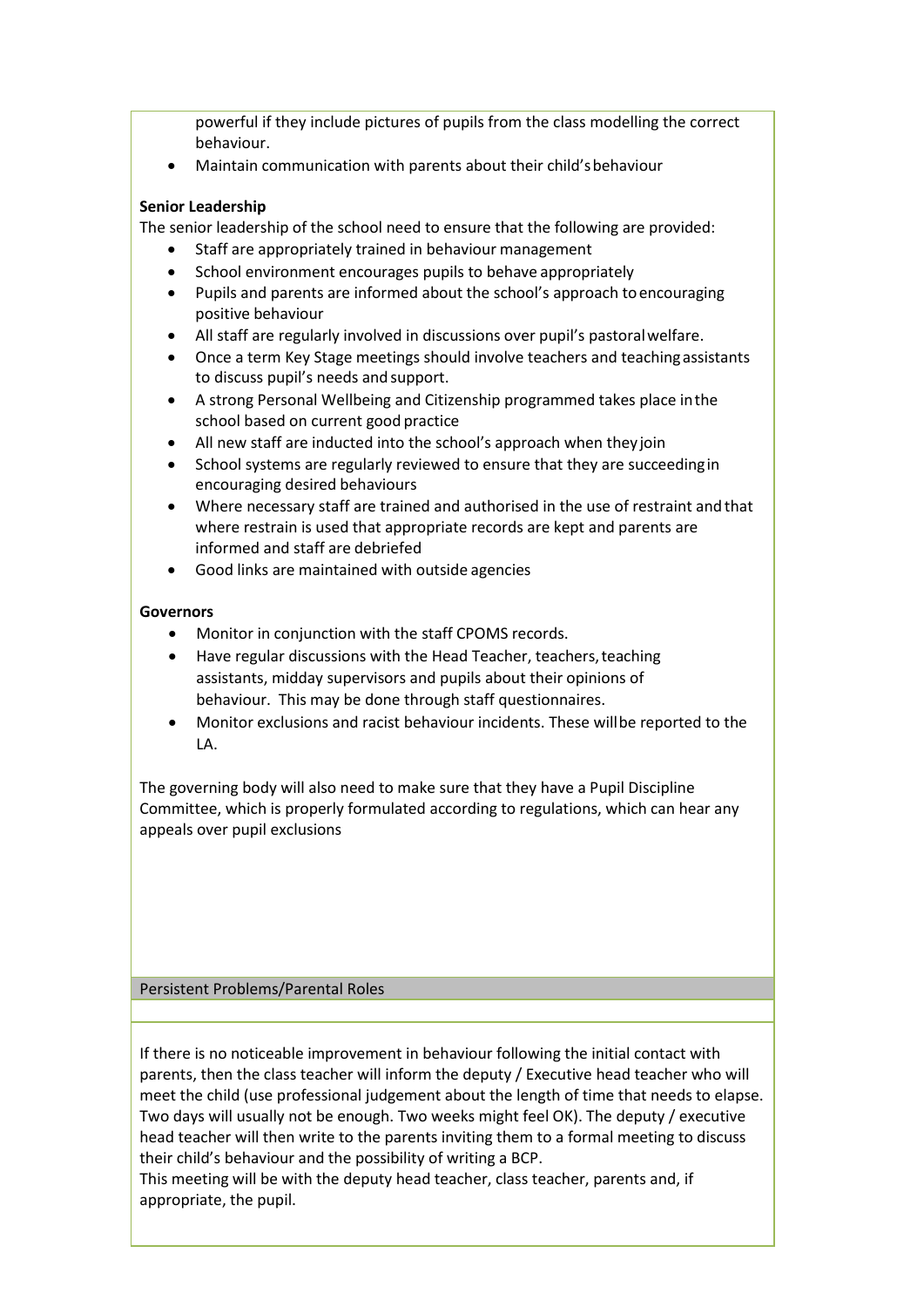powerful if they include pictures of pupils from the class modelling the correct behaviour.

- Maintain communication with parents about their child's behaviour

**Senior Leadership**

The senior leadership of the school need to ensure that the following are provided:

- Staff are appropriately trained in behaviour management
- School environment encourages pupils to behave appropriately
- Pupils and parents are informed about the school's approach to encouraging positive behaviour
- All staff are regularly involved in discussions over pupil's pastoral welfare.
- Once a term Key Stage meetings should involve teachers and teaching assistants to discuss pupil's needs and support.
- A strong Personal Wellbeing and Citizenship programmed takes place in the school based on current good practice
- All new staff are inducted into the school's approach when they join
- School systems are regularly reviewed to ensure that they are succeeding in encouraging desired behaviours
- Where necessary staff are trained and authorised in the use of restraint and that where restrain is used that appropriate records are kept and parents are informed and staff are debriefed
- Good links are maintained with outside agencies

**Governors**

- Monitor in conjunction with the staff CPOMS records.
- Have regular discussions with the Head Teacher, teachers, teaching assistants, midday supervisors and pupils about their opinions of behaviour. This may be done through staff questionnaires.
- Monitor exclusions and racist behaviour incidents. These will be reported to the LA.

The governing body will also need to make sure that they have a Pupil Discipline Committee, which is properly formulated according to regulations, which can hear any appeals over pupil exclusions

## Persistent Problems/Parental Roles

If there is no noticeable improvement in behaviour following the initial contact with parents, then the class teacher will inform the deputy / Executive head teacher who will meet the child (use professional judgement about the length of time that needs to elapse. Two days will usually not be enough. Two weeks might feel OK). The deputy / executive head teacher will then write to the parents inviting them to a formal meeting to discuss their child's behaviour and the possibility of writing a BCP.

This meeting will be with the deputy head teacher, class teacher, parents and, if appropriate, the pupil.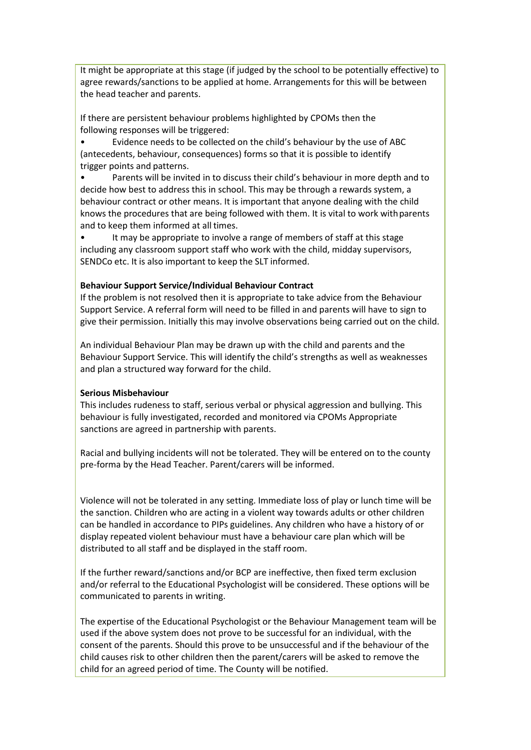It might be appropriate at this stage (if judged by the school to be potentially effective) to agree rewards/sanctions to be applied at home. Arrangements for this will be between the head teacher and parents.

If there are persistent behaviour problems highlighted by CPOMs then the following responses will be triggered:

- Evidence needs to be collected on the child's behaviour by the use of ABC (antecedents, behaviour, consequences) forms so that it is possible to identify trigger points and patterns.
- Parents will be invited in to discuss their child's behaviour in more depth and to decide how best to address this in school. This may be through a rewards system, a behaviour contract or other means. It is important that anyone dealing with the child knows the procedures that are being followed with them. It is vital to work with parents and to keep them informed at all times.
- It may be appropriate to involve a range of members of staff at this stage including any classroom support staff who work with the child, midday supervisors, SENDCo etc. It is also important to keep the SLT informed.

**Behaviour Support Service/Individual Behaviour Contract**

If the problem is not resolved then it is appropriate to take advice from the Behaviour Support Service. A referral form will need to be filled in and parents will have to sign to give their permission. Initially this may involve observations being carried out on the child.

An individual Behaviour Plan may be drawn up with the child and parents and the Behaviour Support Service. This will identify the child's strengths as well as weaknesses and plan a structured way forward for the child.

**Serious Misbehaviour**

This includes rudeness to staff, serious verbal or physical aggression and bullying. This behaviour is fully investigated, recorded and monitored via CPOMs Appropriate sanctions are agreed in partnership with parents.

Racial and bullying incidents will not be tolerated. They will be entered on to the county pre-forma by the Head Teacher. Parent/carers will be informed.

Violence will not be tolerated in any setting. Immediate loss of play or lunch time will be the sanction. Children who are acting in a violent way towards adults or other children can be handled in accordance to PIPs guidelines. Any children who have a history of or display repeated violent behaviour must have a behaviour care plan which will be distributed to all staff and be displayed in the staff room.

If the further reward/sanctions and/or BCP are ineffective, then fixed term exclusion and/or referral to the Educational Psychologist will be considered. These options will be communicated to parents in writing.

The expertise of the Educational Psychologist or the Behaviour Management team will be used if the above system does not prove to be successful for an individual, with the consent of the parents. Should this prove to be unsuccessful and if the behaviour of the child causes risk to other children then the parent/carers will be asked to remove the child for an agreed period of time. The County will be notified.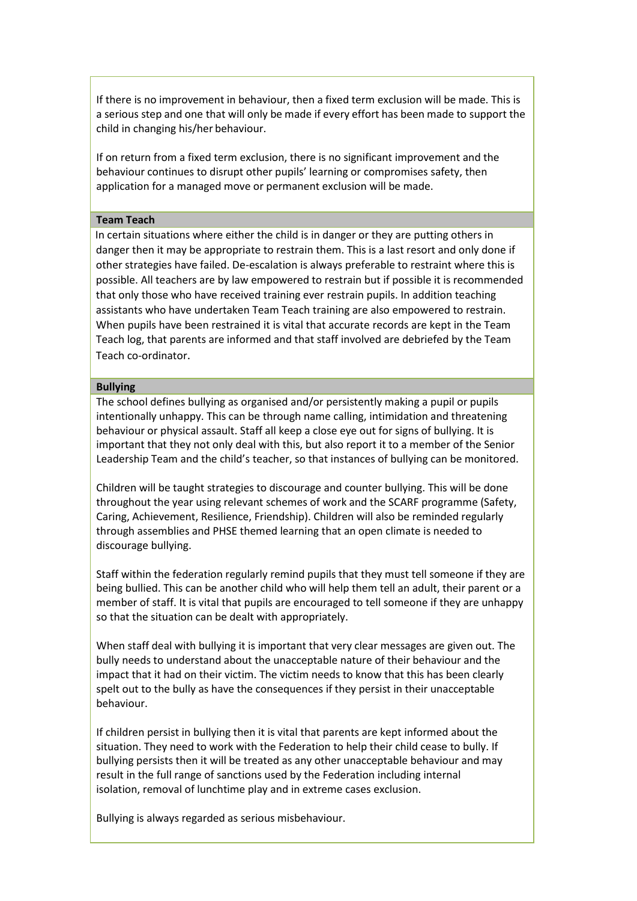If there is no improvement in behaviour, then a fixed term exclusion will be made. This is a serious step and one that will only be made if every effort has been made to support the child in changing his/her behaviour.

If on return from a fixed term exclusion, there is no significant improvement and the behaviour continues to disrupt other pupils' learning or compromises safety, then application for a managed move or permanent exclusion will be made.

## Team Teach

In certain situations where either the child is in danger or they are putting others in danger then it may be appropriate to restrain them. This is a last resort and only done if other strategies have failed. De-escalation is always preferable to restraint where this is possible. All teachers are by law empowered to restrain but if possible it is recommended that only those who have received training ever restrain pupils. In addition teaching assistants who have undertaken Team Teach training are also empowered to restrain. When pupils have been restrained it is vital that accurate records are kept in the Team Teach log, that parents are informed and that staff involved are debriefed by the Team Teach co-ordinator.

## Bullying

The school defines bullying as organised and/or persistently making a pupil or pupils intentionally unhappy. This can be through name calling, intimidation and threatening behaviour or physical assault. Staff all keep a close eye out for signs of bullying. It is important that they not only deal with this, but also report it to a member of the Senior Leadership Team and the child's teacher, so that instances of bullying can be monitored.

Children will be taught strategies to discourage and counter bullying. This will be done throughout the year using relevant schemes of work and the SCARF programme (Safety, Caring, Achievement, Resilience, Friendship). Children will also be reminded regularly through assemblies and PHSE themed learning that an open climate is needed to discourage bullying.

Staff within the federation regularly remind pupils that they must tell someone if they are being bullied. This can be another child who will help them tell an adult, their parent or a member of staff. It is vital that pupils are encouraged to tell someone if they are unhappy so that the situation can be dealt with appropriately.

When staff deal with bullying it is important that very clear messages are given out. The bully needs to understand about the unacceptable nature of their behaviour and the impact that it had on their victim. The victim needs to know that this has been clearly spelt out to the bully as have the consequences if they persist in their unacceptable behaviour.

If children persist in bullying then it is vital that parents are kept informed about the situation. They need to work with the Federation to help their child cease to bully. If bullying persists then it will be treated as any other unacceptable behaviour and may result in the full range of sanctions used by the Federation including internal isolation, removal of lunchtime play and in extreme cases exclusion.

Bullying is always regarded as serious misbehaviour.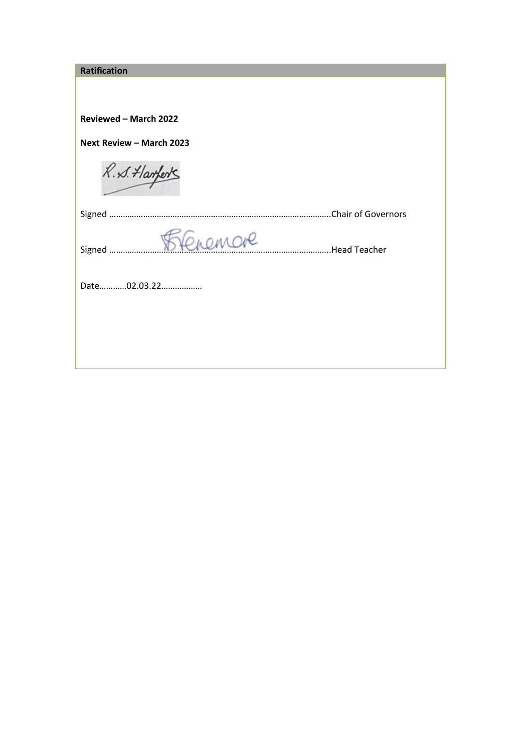**Ratification**

**Reviewed – March 2022**

**Next Review – March 2023**

Signed …………………………………………………………………………………….Chair of Governors

Signed …………………………………………………………………………………….Head Teacher

Date…………02.03.22………………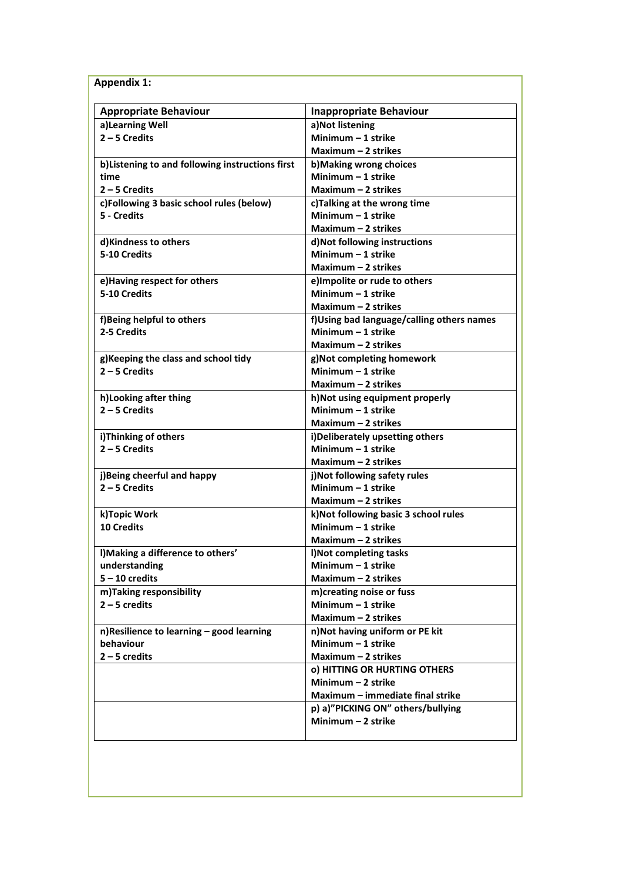**Appendix 1:**

| Appropriate Behaviour | Inappropriate Behaviour |
|---|---|
| a)Learning Well<br>2 – 5 Credits | a)Not listening<br>Minimum – 1 strike<br>Maximum – 2 strikes |
| b)Listening to and following instructions first time<br>2 – 5 Credits | b)Making wrong choices<br>Minimum – 1 strike<br>Maximum – 2 strikes |
| c)Following 3 basic school rules (below)<br>5 - Credits | c)Talking at the wrong time<br>Minimum – 1 strike<br>Maximum – 2 strikes |
| d)Kindness to others<br>5-10 Credits | d)Not following instructions<br>Minimum – 1 strike<br>Maximum – 2 strikes |
| e)Having respect for others<br>5-10 Credits | e)Impolite or rude to others<br>Minimum – 1 strike<br>Maximum – 2 strikes |
| f)Being helpful to others<br>2-5 Credits | f)Using bad language/calling others names<br>Minimum – 1 strike<br>Maximum – 2 strikes |
| g)Keeping the class and school tidy<br>2 – 5 Credits | g)Not completing homework<br>Minimum – 1 strike<br>Maximum – 2 strikes |
| h)Looking after thing<br>2 – 5 Credits | h)Not using equipment properly<br>Minimum – 1 strike<br>Maximum – 2 strikes |
| i)Thinking of others<br>2 – 5 Credits | i)Deliberately upsetting others<br>Minimum – 1 strike<br>Maximum – 2 strikes |
| j)Being cheerful and happy<br>2 – 5 Credits | j)Not following safety rules<br>Minimum – 1 strike<br>Maximum – 2 strikes |
| k)Topic Work<br>10 Credits | k)Not following basic 3 school rules<br>Minimum – 1 strike<br>Maximum – 2 strikes |
| l)Making a difference to others' understanding<br>5 – 10 credits | l)Not completing tasks<br>Minimum – 1 strike<br>Maximum – 2 strikes |
| m)Taking responsibility<br>2 – 5 credits | m)creating noise or fuss<br>Minimum – 1 strike<br>Maximum – 2 strikes |
| n)Resilience to learning – good learning behaviour<br>2 – 5 credits | n)Not having uniform or PE kit<br>Minimum – 1 strike<br>Maximum – 2 strikes |
| | o) HITTING OR HURTING OTHERS<br>Minimum – 2 strike<br>Maximum – immediate final strike |
| | p) a)"PICKING ON" others/bullying<br>Minimum – 2 strike |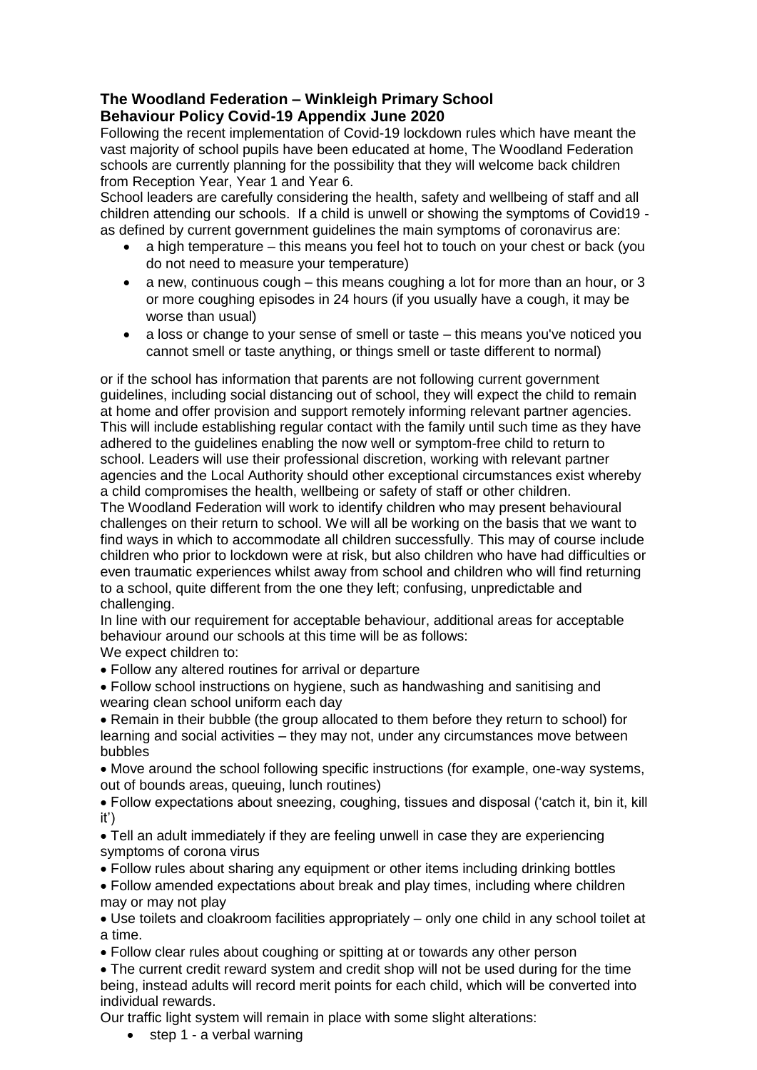**The Woodland Federation – Winkleigh Primary School**
**Behaviour Policy Covid-19 Appendix June 2020**

Following the recent implementation of Covid-19 lockdown rules which have meant the vast majority of school pupils have been educated at home, The Woodland Federation schools are currently planning for the possibility that they will welcome back children from Reception Year, Year 1 and Year 6.

School leaders are carefully considering the health, safety and wellbeing of staff and all children attending our schools. If a child is unwell or showing the symptoms of Covid19 - as defined by current government guidelines the main symptoms of coronavirus are:

- a high temperature – this means you feel hot to touch on your chest or back (you do not need to measure your temperature)
- a new, continuous cough – this means coughing a lot for more than an hour, or 3 or more coughing episodes in 24 hours (if you usually have a cough, it may be worse than usual)
- a loss or change to your sense of smell or taste – this means you've noticed you cannot smell or taste anything, or things smell or taste different to normal)

or if the school has information that parents are not following current government guidelines, including social distancing out of school, they will expect the child to remain at home and offer provision and support remotely informing relevant partner agencies. This will include establishing regular contact with the family until such time as they have adhered to the guidelines enabling the now well or symptom-free child to return to school. Leaders will use their professional discretion, working with relevant partner agencies and the Local Authority should other exceptional circumstances exist whereby a child compromises the health, wellbeing or safety of staff or other children.

The Woodland Federation will work to identify children who may present behavioural challenges on their return to school. We will all be working on the basis that we want to find ways in which to accommodate all children successfully. This may of course include children who prior to lockdown were at risk, but also children who have had difficulties or even traumatic experiences whilst away from school and children who will find returning to a school, quite different from the one they left; confusing, unpredictable and challenging.

In line with our requirement for acceptable behaviour, additional areas for acceptable behaviour around our schools at this time will be as follows:

We expect children to:

- Follow any altered routines for arrival or departure
- Follow school instructions on hygiene, such as handwashing and sanitising and wearing clean school uniform each day
- Remain in their bubble (the group allocated to them before they return to school) for learning and social activities – they may not, under any circumstances move between bubbles
- Move around the school following specific instructions (for example, one-way systems, out of bounds areas, queuing, lunch routines)
- Follow expectations about sneezing, coughing, tissues and disposal ('catch it, bin it, kill it')
- Tell an adult immediately if they are feeling unwell in case they are experiencing symptoms of corona virus
- Follow rules about sharing any equipment or other items including drinking bottles
- Follow amended expectations about break and play times, including where children may or may not play
- Use toilets and cloakroom facilities appropriately – only one child in any school toilet at a time.
- Follow clear rules about coughing or spitting at or towards any other person
- The current credit reward system and credit shop will not be used during for the time being, instead adults will record merit points for each child, which will be converted into individual rewards.

Our traffic light system will remain in place with some slight alterations:

- step 1 - a verbal warning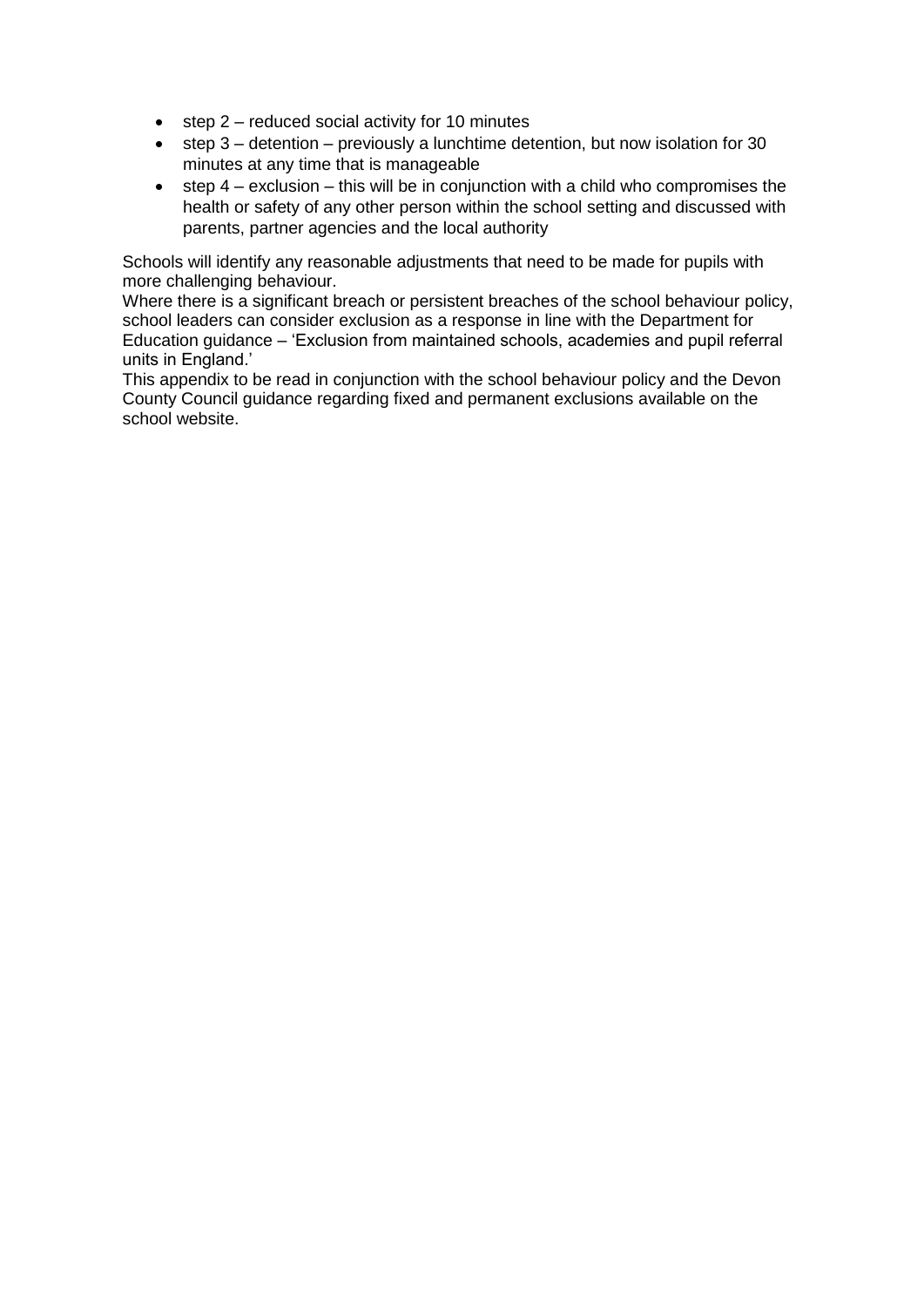- step 2 – reduced social activity for 10 minutes
- step 3 – detention – previously a lunchtime detention, but now isolation for 30 minutes at any time that is manageable
- step 4 – exclusion – this will be in conjunction with a child who compromises the health or safety of any other person within the school setting and discussed with parents, partner agencies and the local authority

Schools will identify any reasonable adjustments that need to be made for pupils with more challenging behaviour.

Where there is a significant breach or persistent breaches of the school behaviour policy, school leaders can consider exclusion as a response in line with the Department for Education guidance – 'Exclusion from maintained schools, academies and pupil referral units in England.'

This appendix to be read in conjunction with the school behaviour policy and the Devon County Council guidance regarding fixed and permanent exclusions available on the school website.